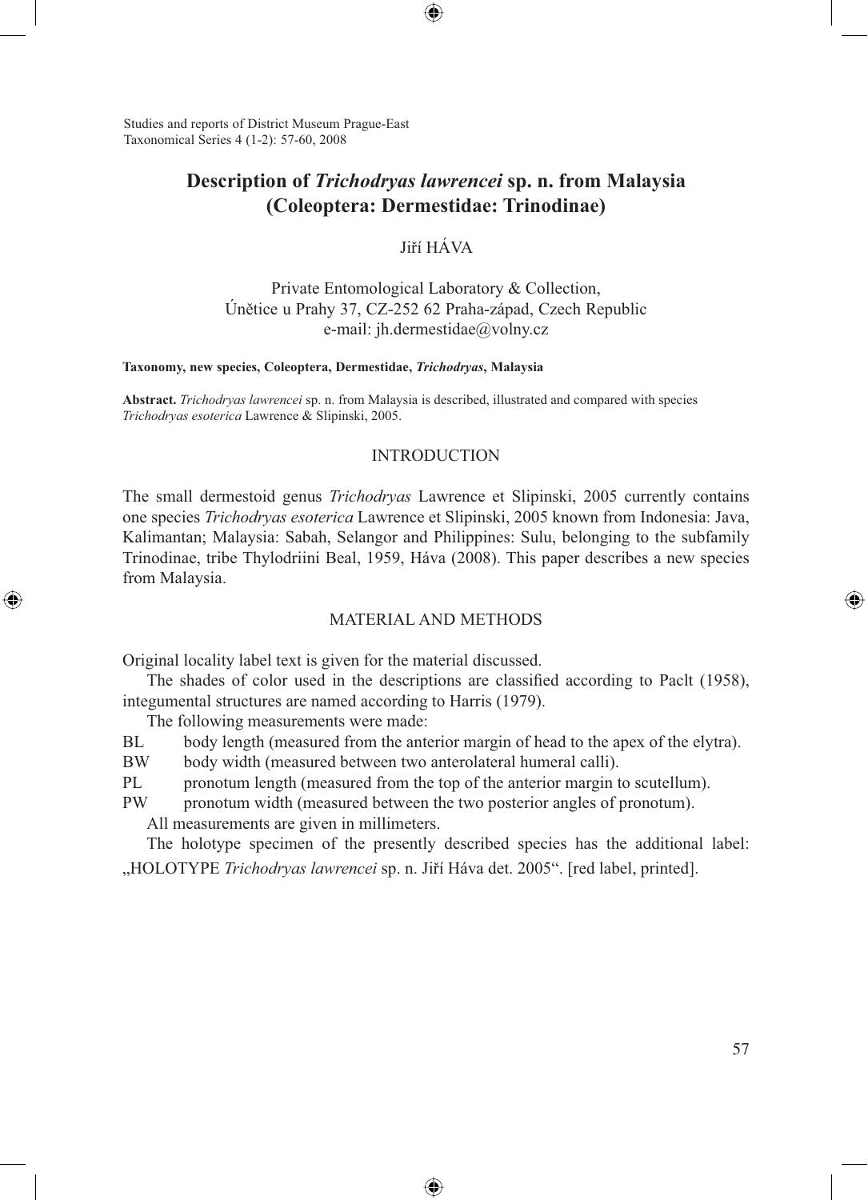# Description of *Trichodryas lawrencei* sp. n. from Malaysia (Coleoptera: Dermestidae: Trinodinae)

Jiří HÁVA

Private Entomological Laboratory & Collection,
Únětice u Prahy 37, CZ-252 62 Praha-západ, Czech Republic
e-mail: jh.dermestidae@volny.cz

**Taxonomy, new species, Coleoptera, Dermestidae, *Trichodryas*, Malaysia**

**Abstract.** *Trichodryas lawrencei* sp. n. from Malaysia is described, illustrated and compared with species *Trichodryas esoterica* Lawrence & Slipinski, 2005.

## INTRODUCTION

The small dermestoid genus *Trichodryas* Lawrence et Slipinski, 2005 currently contains one species *Trichodryas esoterica* Lawrence et Slipinski, 2005 known from Indonesia: Java, Kalimantan; Malaysia: Sabah, Selangor and Philippines: Sulu, belonging to the subfamily Trinodinae, tribe Thylodriini Beal, 1959, Háva (2008). This paper describes a new species from Malaysia.

## MATERIAL AND METHODS

Original locality label text is given for the material discussed.

The shades of color used in the descriptions are classified according to Paclt (1958), integumental structures are named according to Harris (1979).

The following measurements were made:

- BL body length (measured from the anterior margin of head to the apex of the elytra).
- BW body width (measured between two anterolateral humeral calli).
- PL pronotum length (measured from the top of the anterior margin to scutellum).
- PW pronotum width (measured between the two posterior angles of pronotum).

All measurements are given in millimeters.

The holotype specimen of the presently described species has the additional label: „HOLOTYPE *Trichodryas lawrencei* sp. n. Jiří Háva det. 2005". [red label, printed].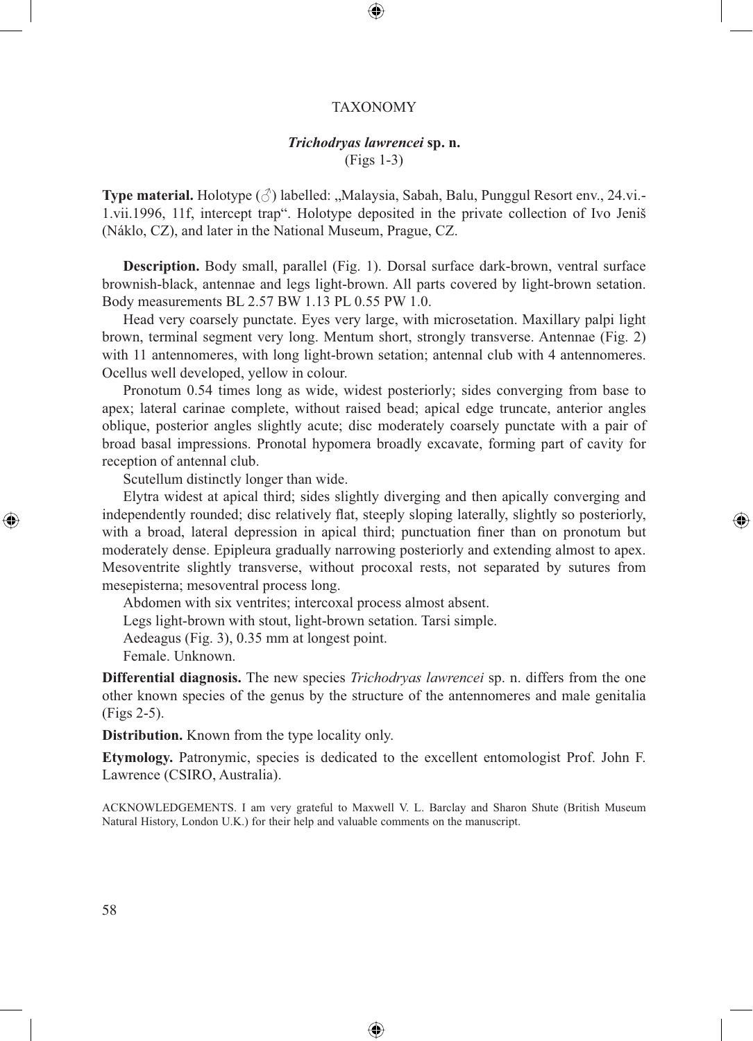## TAXONOMY

### *Trichodryas lawrencei* sp. n.

(Figs 1-3)

**Type material.** Holotype (♂) labelled: „Malaysia, Sabah, Balu, Punggul Resort env., 24.vi.-1.vii.1996, 11f, intercept trap“. Holotype deposited in the private collection of Ivo Jeniš (Náklo, CZ), and later in the National Museum, Prague, CZ.

**Description.** Body small, parallel (Fig. 1). Dorsal surface dark-brown, ventral surface brownish-black, antennae and legs light-brown. All parts covered by light-brown setation. Body measurements BL 2.57 BW 1.13 PL 0.55 PW 1.0.

Head very coarsely punctate. Eyes very large, with microsetation. Maxillary palpi light brown, terminal segment very long. Mentum short, strongly transverse. Antennae (Fig. 2) with 11 antennomeres, with long light-brown setation; antennal club with 4 antennomeres. Ocellus well developed, yellow in colour.

Pronotum 0.54 times long as wide, widest posteriorly; sides converging from base to apex; lateral carinae complete, without raised bead; apical edge truncate, anterior angles oblique, posterior angles slightly acute; disc moderately coarsely punctate with a pair of broad basal impressions. Pronotal hypomera broadly excavate, forming part of cavity for reception of antennal club.

Scutellum distinctly longer than wide.

Elytra widest at apical third; sides slightly diverging and then apically converging and independently rounded; disc relatively flat, steeply sloping laterally, slightly so posteriorly, with a broad, lateral depression in apical third; punctuation finer than on pronotum but moderately dense. Epipleura gradually narrowing posteriorly and extending almost to apex. Mesoventrite slightly transverse, without procoxal rests, not separated by sutures from mesepisterna; mesoventral process long.

Abdomen with six ventrites; intercoxal process almost absent.

Legs light-brown with stout, light-brown setation. Tarsi simple.

Aedeagus (Fig. 3), 0.35 mm at longest point.

Female. Unknown.

**Differential diagnosis.** The new species *Trichodryas lawrencei* sp. n. differs from the one other known species of the genus by the structure of the antennomeres and male genitalia (Figs 2-5).

**Distribution.** Known from the type locality only.

**Etymology.** Patronymic, species is dedicated to the excellent entomologist Prof. John F. Lawrence (CSIRO, Australia).

ACKNOWLEDGEMENTS. I am very grateful to Maxwell V. L. Barclay and Sharon Shute (British Museum Natural History, London U.K.) for their help and valuable comments on the manuscript.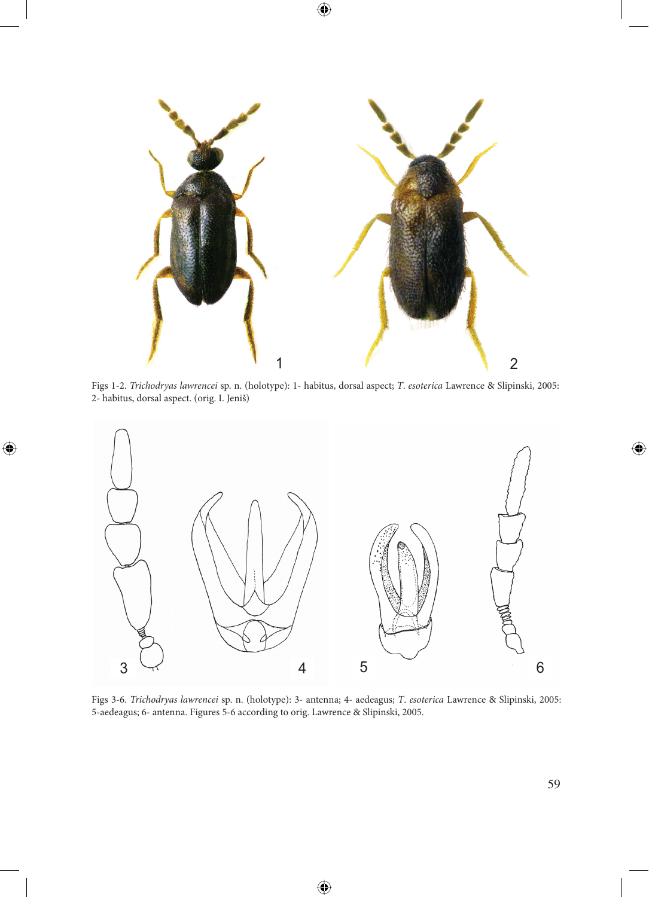Figs 1-2. *Trichodryas lawrencei* sp. n. (holotype): 1- habitus, dorsal aspect; *T. esoterica* Lawrence & Slipinski, 2005: 2- habitus, dorsal aspect. (orig. I. Jeniš)

Figs 3-6. *Trichodryas lawrencei* sp. n. (holotype): 3- antenna; 4- aedeagus; *T. esoterica* Lawrence & Slipinski, 2005: 5-aedeagus; 6- antenna. Figures 5-6 according to orig. Lawrence & Slipinski, 2005.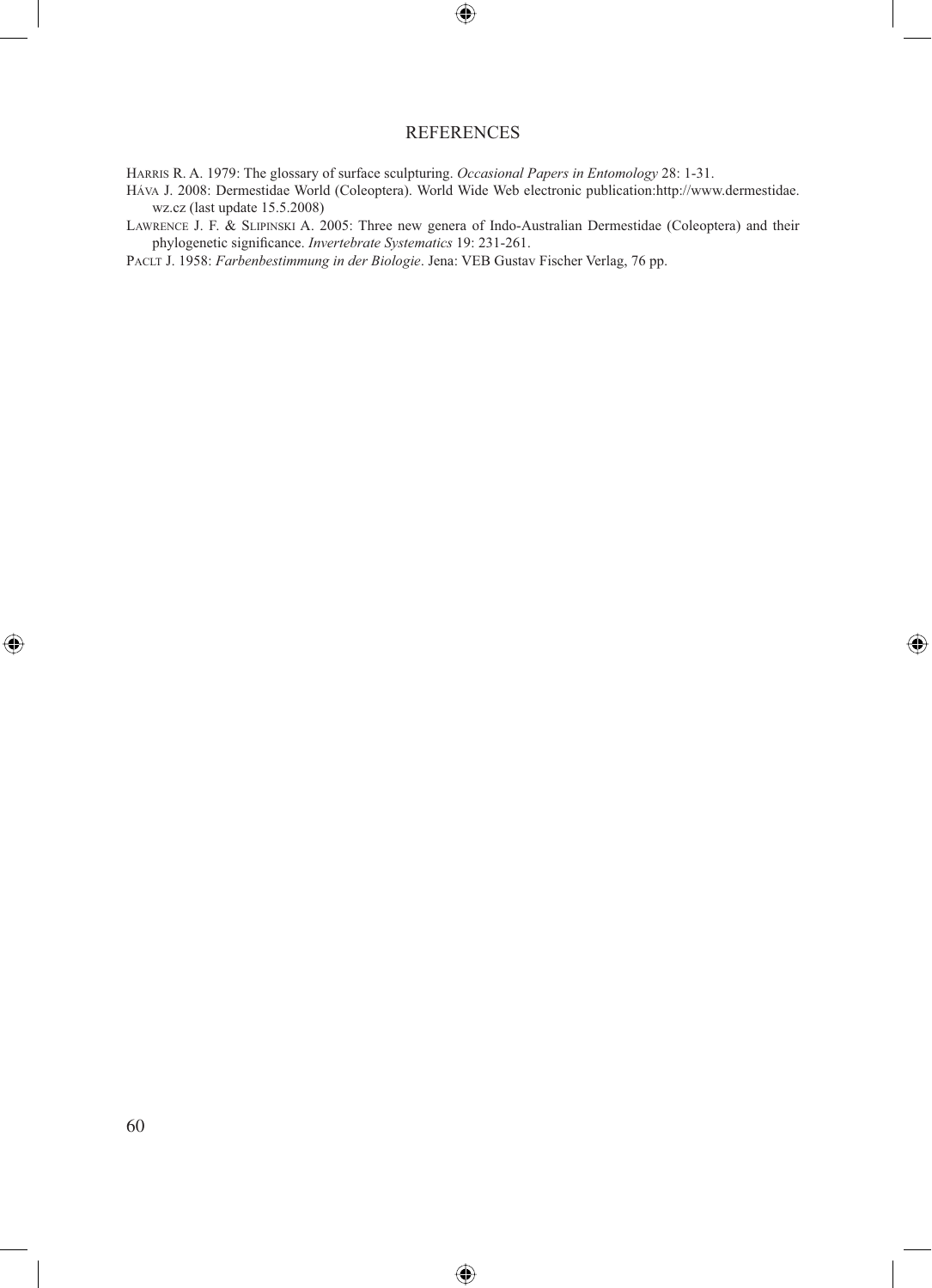## REFERENCES

Harris R. A. 1979: The glossary of surface sculpturing. *Occasional Papers in Entomology* 28: 1-31.

Háva J. 2008: Dermestidae World (Coleoptera). World Wide Web electronic publication:http://www.dermestidae.wz.cz (last update 15.5.2008)

Lawrence J. F. & Slipinski A. 2005: Three new genera of Indo-Australian Dermestidae (Coleoptera) and their phylogenetic significance. *Invertebrate Systematics* 19: 231-261.

Paclt J. 1958: *Farbenbestimmung in der Biologie*. Jena: VEB Gustav Fischer Verlag, 76 pp.